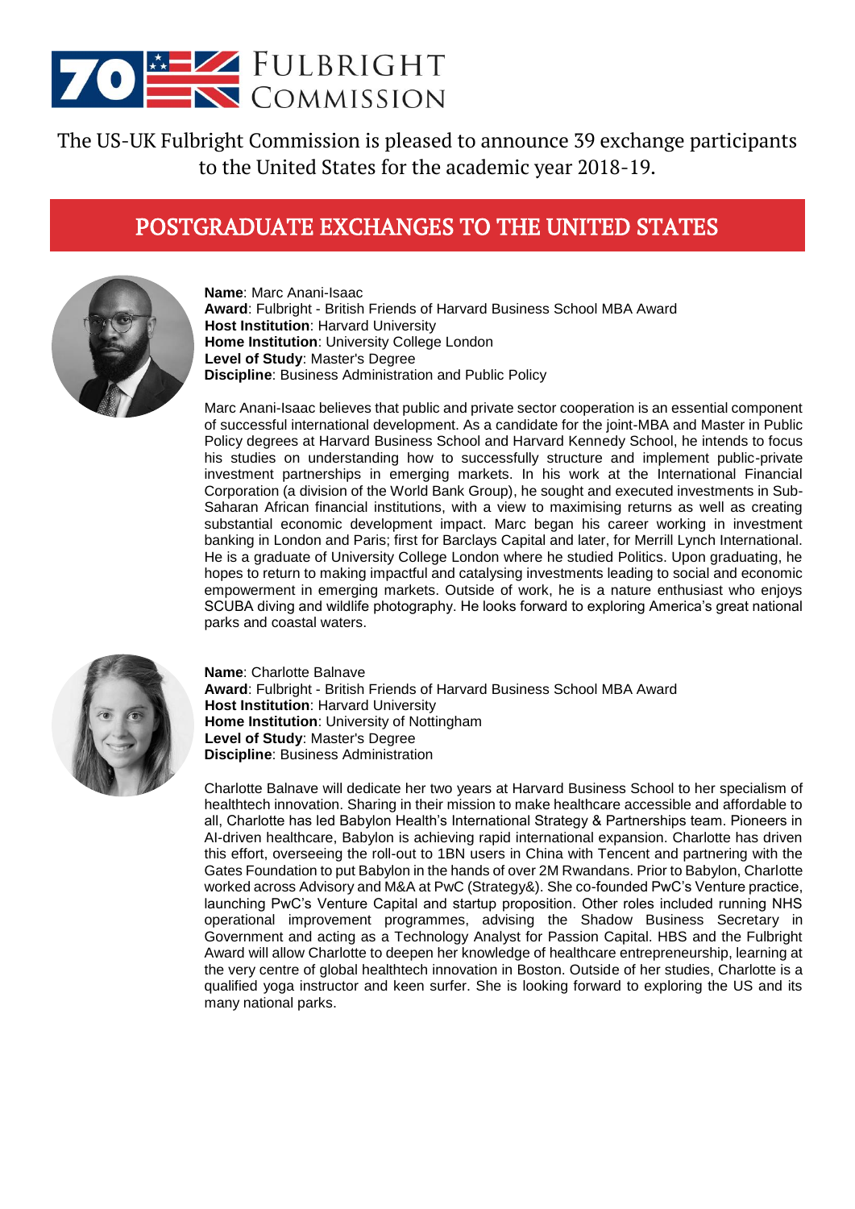# 70 Fulbright Commission

The US-UK Fulbright Commission is pleased to announce 39 exchange participants to the United States for the academic year 2018-19.

## POSTGRADUATE EXCHANGES TO THE UNITED STATES

**Name**: Marc Anani-Isaac
**Award**: Fulbright - British Friends of Harvard Business School MBA Award
**Host Institution**: Harvard University
**Home Institution**: University College London
**Level of Study**: Master's Degree
**Discipline**: Business Administration and Public Policy

Marc Anani-Isaac believes that public and private sector cooperation is an essential component of successful international development. As a candidate for the joint-MBA and Master in Public Policy degrees at Harvard Business School and Harvard Kennedy School, he intends to focus his studies on understanding how to successfully structure and implement public-private investment partnerships in emerging markets. In his work at the International Financial Corporation (a division of the World Bank Group), he sought and executed investments in Sub-Saharan African financial institutions, with a view to maximising returns as well as creating substantial economic development impact. Marc began his career working in investment banking in London and Paris; first for Barclays Capital and later, for Merrill Lynch International. He is a graduate of University College London where he studied Politics. Upon graduating, he hopes to return to making impactful and catalysing investments leading to social and economic empowerment in emerging markets. Outside of work, he is a nature enthusiast who enjoys SCUBA diving and wildlife photography. He looks forward to exploring America's great national parks and coastal waters.

**Name**: Charlotte Balnave
**Award**: Fulbright - British Friends of Harvard Business School MBA Award
**Host Institution**: Harvard University
**Home Institution**: University of Nottingham
**Level of Study**: Master's Degree
**Discipline**: Business Administration

Charlotte Balnave will dedicate her two years at Harvard Business School to her specialism of healthtech innovation. Sharing in their mission to make healthcare accessible and affordable to all, Charlotte has led Babylon Health's International Strategy & Partnerships team. Pioneers in AI-driven healthcare, Babylon is achieving rapid international expansion. Charlotte has driven this effort, overseeing the roll-out to 1BN users in China with Tencent and partnering with the Gates Foundation to put Babylon in the hands of over 2M Rwandans. Prior to Babylon, Charlotte worked across Advisory and M&A at PwC (Strategy&). She co-founded PwC's Venture practice, launching PwC's Venture Capital and startup proposition. Other roles included running NHS operational improvement programmes, advising the Shadow Business Secretary in Government and acting as a Technology Analyst for Passion Capital. HBS and the Fulbright Award will allow Charlotte to deepen her knowledge of healthcare entrepreneurship, learning at the very centre of global healthtech innovation in Boston. Outside of her studies, Charlotte is a qualified yoga instructor and keen surfer. She is looking forward to exploring the US and its many national parks.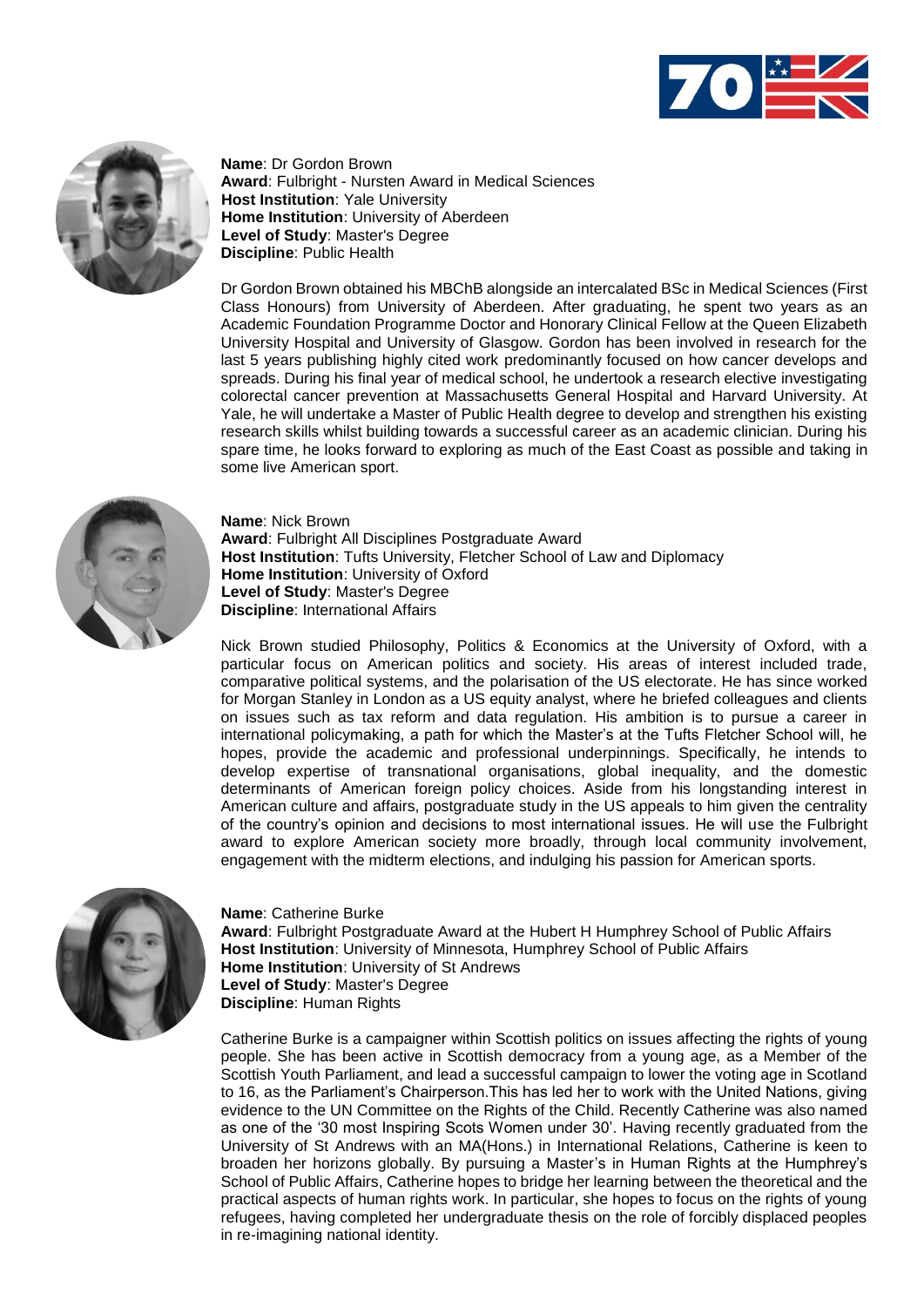**Name**: Dr Gordon Brown
**Award**: Fulbright - Nursten Award in Medical Sciences
**Host Institution**: Yale University
**Home Institution**: University of Aberdeen
**Level of Study**: Master's Degree
**Discipline**: Public Health

Dr Gordon Brown obtained his MBChB alongside an intercalated BSc in Medical Sciences (First Class Honours) from University of Aberdeen. After graduating, he spent two years as an Academic Foundation Programme Doctor and Honorary Clinical Fellow at the Queen Elizabeth University Hospital and University of Glasgow. Gordon has been involved in research for the last 5 years publishing highly cited work predominantly focused on how cancer develops and spreads. During his final year of medical school, he undertook a research elective investigating colorectal cancer prevention at Massachusetts General Hospital and Harvard University. At Yale, he will undertake a Master of Public Health degree to develop and strengthen his existing research skills whilst building towards a successful career as an academic clinician. During his spare time, he looks forward to exploring as much of the East Coast as possible and taking in some live American sport.

**Name**: Nick Brown
**Award**: Fulbright All Disciplines Postgraduate Award
**Host Institution**: Tufts University, Fletcher School of Law and Diplomacy
**Home Institution**: University of Oxford
**Level of Study**: Master's Degree
**Discipline**: International Affairs

Nick Brown studied Philosophy, Politics & Economics at the University of Oxford, with a particular focus on American politics and society. His areas of interest included trade, comparative political systems, and the polarisation of the US electorate. He has since worked for Morgan Stanley in London as a US equity analyst, where he briefed colleagues and clients on issues such as tax reform and data regulation. His ambition is to pursue a career in international policymaking, a path for which the Master's at the Tufts Fletcher School will, he hopes, provide the academic and professional underpinnings. Specifically, he intends to develop expertise of transnational organisations, global inequality, and the domestic determinants of American foreign policy choices. Aside from his longstanding interest in American culture and affairs, postgraduate study in the US appeals to him given the centrality of the country's opinion and decisions to most international issues. He will use the Fulbright award to explore American society more broadly, through local community involvement, engagement with the midterm elections, and indulging his passion for American sports.

**Name**: Catherine Burke
**Award**: Fulbright Postgraduate Award at the Hubert H Humphrey School of Public Affairs
**Host Institution**: University of Minnesota, Humphrey School of Public Affairs
**Home Institution**: University of St Andrews
**Level of Study**: Master's Degree
**Discipline**: Human Rights

Catherine Burke is a campaigner within Scottish politics on issues affecting the rights of young people. She has been active in Scottish democracy from a young age, as a Member of the Scottish Youth Parliament, and lead a successful campaign to lower the voting age in Scotland to 16, as the Parliament's Chairperson.This has led her to work with the United Nations, giving evidence to the UN Committee on the Rights of the Child. Recently Catherine was also named as one of the '30 most Inspiring Scots Women under 30'. Having recently graduated from the University of St Andrews with an MA(Hons.) in International Relations, Catherine is keen to broaden her horizons globally. By pursuing a Master's in Human Rights at the Humphrey's School of Public Affairs, Catherine hopes to bridge her learning between the theoretical and the practical aspects of human rights work. In particular, she hopes to focus on the rights of young refugees, having completed her undergraduate thesis on the role of forcibly displaced peoples in re-imagining national identity.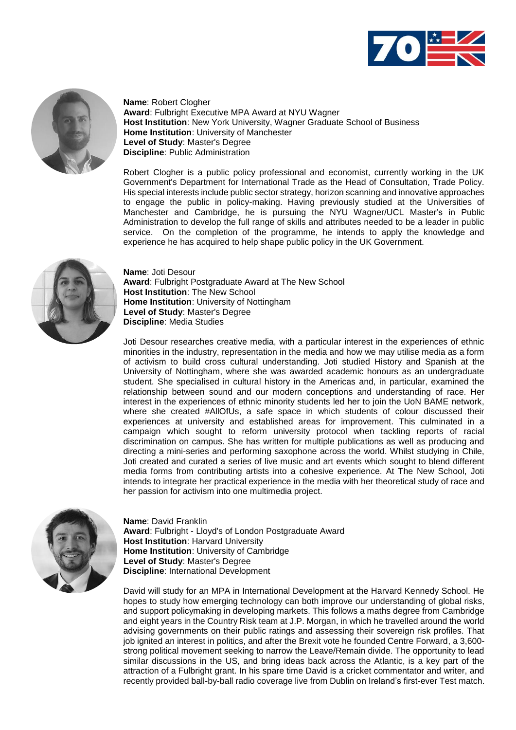**Name**: Robert Clogher
**Award**: Fulbright Executive MPA Award at NYU Wagner
**Host Institution**: New York University, Wagner Graduate School of Business
**Home Institution**: University of Manchester
**Level of Study**: Master's Degree
**Discipline**: Public Administration

Robert Clogher is a public policy professional and economist, currently working in the UK Government's Department for International Trade as the Head of Consultation, Trade Policy. His special interests include public sector strategy, horizon scanning and innovative approaches to engage the public in policy-making. Having previously studied at the Universities of Manchester and Cambridge, he is pursuing the NYU Wagner/UCL Master's in Public Administration to develop the full range of skills and attributes needed to be a leader in public service. On the completion of the programme, he intends to apply the knowledge and experience he has acquired to help shape public policy in the UK Government.

**Name**: Joti Desour
**Award**: Fulbright Postgraduate Award at The New School
**Host Institution**: The New School
**Home Institution**: University of Nottingham
**Level of Study**: Master's Degree
**Discipline**: Media Studies

Joti Desour researches creative media, with a particular interest in the experiences of ethnic minorities in the industry, representation in the media and how we may utilise media as a form of activism to build cross cultural understanding. Joti studied History and Spanish at the University of Nottingham, where she was awarded academic honours as an undergraduate student. She specialised in cultural history in the Americas and, in particular, examined the relationship between sound and our modern conceptions and understanding of race. Her interest in the experiences of ethnic minority students led her to join the UoN BAME network, where she created #AllOfUs, a safe space in which students of colour discussed their experiences at university and established areas for improvement. This culminated in a campaign which sought to reform university protocol when tackling reports of racial discrimination on campus. She has written for multiple publications as well as producing and directing a mini-series and performing saxophone across the world. Whilst studying in Chile, Joti created and curated a series of live music and art events which sought to blend different media forms from contributing artists into a cohesive experience. At The New School, Joti intends to integrate her practical experience in the media with her theoretical study of race and her passion for activism into one multimedia project.

**Name**: David Franklin
**Award**: Fulbright - Lloyd's of London Postgraduate Award
**Host Institution**: Harvard University
**Home Institution**: University of Cambridge
**Level of Study**: Master's Degree
**Discipline**: International Development

David will study for an MPA in International Development at the Harvard Kennedy School. He hopes to study how emerging technology can both improve our understanding of global risks, and support policymaking in developing markets. This follows a maths degree from Cambridge and eight years in the Country Risk team at J.P. Morgan, in which he travelled around the world advising governments on their public ratings and assessing their sovereign risk profiles. That job ignited an interest in politics, and after the Brexit vote he founded Centre Forward, a 3,600-strong political movement seeking to narrow the Leave/Remain divide. The opportunity to lead similar discussions in the US, and bring ideas back across the Atlantic, is a key part of the attraction of a Fulbright grant. In his spare time David is a cricket commentator and writer, and recently provided ball-by-ball radio coverage live from Dublin on Ireland's first-ever Test match.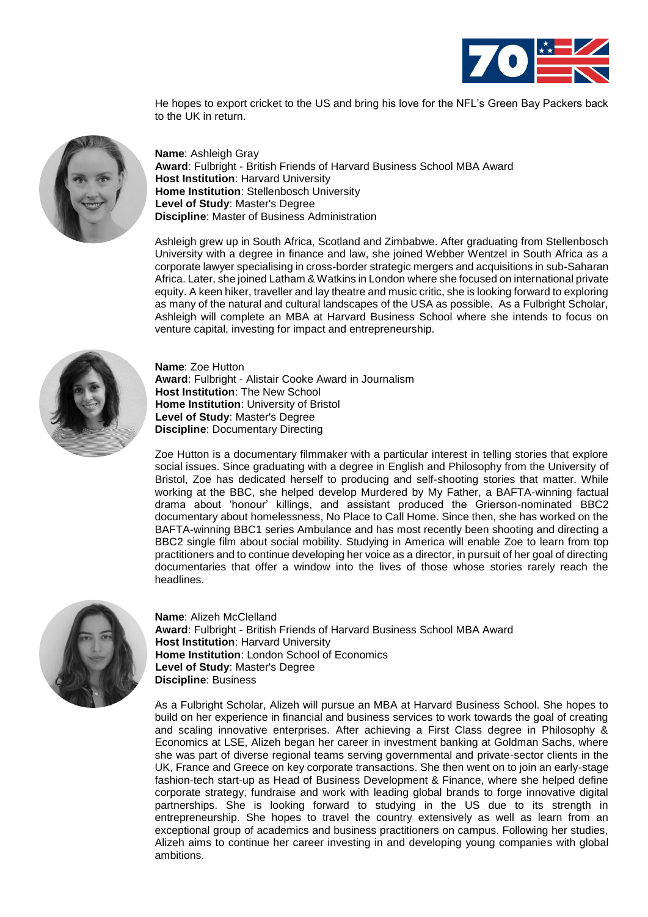He hopes to export cricket to the US and bring his love for the NFL's Green Bay Packers back to the UK in return.

**Name**: Ashleigh Gray
**Award**: Fulbright - British Friends of Harvard Business School MBA Award
**Host Institution**: Harvard University
**Home Institution**: Stellenbosch University
**Level of Study**: Master's Degree
**Discipline**: Master of Business Administration

Ashleigh grew up in South Africa, Scotland and Zimbabwe. After graduating from Stellenbosch University with a degree in finance and law, she joined Webber Wentzel in South Africa as a corporate lawyer specialising in cross-border strategic mergers and acquisitions in sub-Saharan Africa. Later, she joined Latham & Watkins in London where she focused on international private equity. A keen hiker, traveller and lay theatre and music critic, she is looking forward to exploring as many of the natural and cultural landscapes of the USA as possible. As a Fulbright Scholar, Ashleigh will complete an MBA at Harvard Business School where she intends to focus on venture capital, investing for impact and entrepreneurship.

**Name**: Zoe Hutton
**Award**: Fulbright - Alistair Cooke Award in Journalism
**Host Institution**: The New School
**Home Institution**: University of Bristol
**Level of Study**: Master's Degree
**Discipline**: Documentary Directing

Zoe Hutton is a documentary filmmaker with a particular interest in telling stories that explore social issues. Since graduating with a degree in English and Philosophy from the University of Bristol, Zoe has dedicated herself to producing and self-shooting stories that matter. While working at the BBC, she helped develop Murdered by My Father, a BAFTA-winning factual drama about 'honour' killings, and assistant produced the Grierson-nominated BBC2 documentary about homelessness, No Place to Call Home. Since then, she has worked on the BAFTA-winning BBC1 series Ambulance and has most recently been shooting and directing a BBC2 single film about social mobility. Studying in America will enable Zoe to learn from top practitioners and to continue developing her voice as a director, in pursuit of her goal of directing documentaries that offer a window into the lives of those whose stories rarely reach the headlines.

**Name**: Alizeh McClelland
**Award**: Fulbright - British Friends of Harvard Business School MBA Award
**Host Institution**: Harvard University
**Home Institution**: London School of Economics
**Level of Study**: Master's Degree
**Discipline**: Business

As a Fulbright Scholar, Alizeh will pursue an MBA at Harvard Business School. She hopes to build on her experience in financial and business services to work towards the goal of creating and scaling innovative enterprises. After achieving a First Class degree in Philosophy & Economics at LSE, Alizeh began her career in investment banking at Goldman Sachs, where she was part of diverse regional teams serving governmental and private-sector clients in the UK, France and Greece on key corporate transactions. She then went on to join an early-stage fashion-tech start-up as Head of Business Development & Finance, where she helped define corporate strategy, fundraise and work with leading global brands to forge innovative digital partnerships. She is looking forward to studying in the US due to its strength in entrepreneurship. She hopes to travel the country extensively as well as learn from an exceptional group of academics and business practitioners on campus. Following her studies, Alizeh aims to continue her career investing in and developing young companies with global ambitions.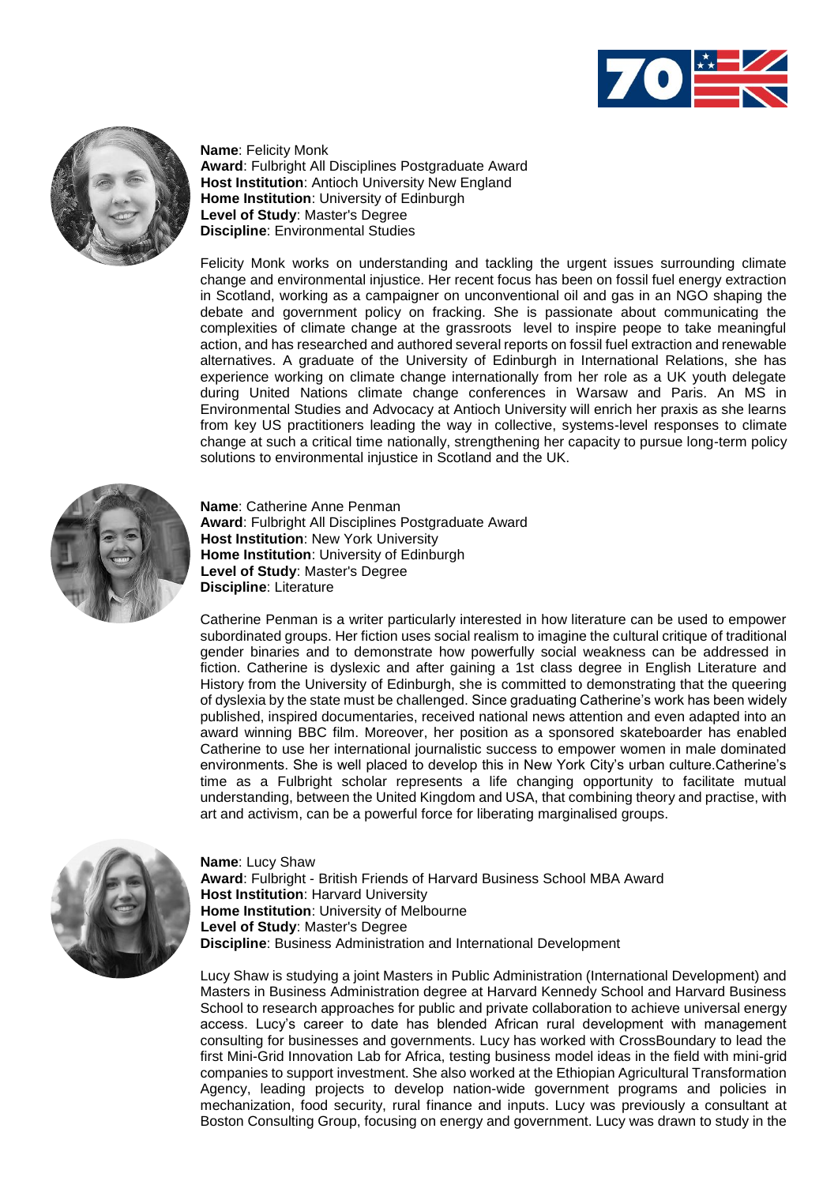**Name**: Felicity Monk
**Award**: Fulbright All Disciplines Postgraduate Award
**Host Institution**: Antioch University New England
**Home Institution**: University of Edinburgh
**Level of Study**: Master's Degree
**Discipline**: Environmental Studies

Felicity Monk works on understanding and tackling the urgent issues surrounding climate change and environmental injustice. Her recent focus has been on fossil fuel energy extraction in Scotland, working as a campaigner on unconventional oil and gas in an NGO shaping the debate and government policy on fracking. She is passionate about communicating the complexities of climate change at the grassroots level to inspire peope to take meaningful action, and has researched and authored several reports on fossil fuel extraction and renewable alternatives. A graduate of the University of Edinburgh in International Relations, she has experience working on climate change internationally from her role as a UK youth delegate during United Nations climate change conferences in Warsaw and Paris. An MS in Environmental Studies and Advocacy at Antioch University will enrich her praxis as she learns from key US practitioners leading the way in collective, systems-level responses to climate change at such a critical time nationally, strengthening her capacity to pursue long-term policy solutions to environmental injustice in Scotland and the UK.

**Name**: Catherine Anne Penman
**Award**: Fulbright All Disciplines Postgraduate Award
**Host Institution**: New York University
**Home Institution**: University of Edinburgh
**Level of Study**: Master's Degree
**Discipline**: Literature

Catherine Penman is a writer particularly interested in how literature can be used to empower subordinated groups. Her fiction uses social realism to imagine the cultural critique of traditional gender binaries and to demonstrate how powerfully social weakness can be addressed in fiction. Catherine is dyslexic and after gaining a 1st class degree in English Literature and History from the University of Edinburgh, she is committed to demonstrating that the queering of dyslexia by the state must be challenged. Since graduating Catherine's work has been widely published, inspired documentaries, received national news attention and even adapted into an award winning BBC film. Moreover, her position as a sponsored skateboarder has enabled Catherine to use her international journalistic success to empower women in male dominated environments. She is well placed to develop this in New York City's urban culture.Catherine's time as a Fulbright scholar represents a life changing opportunity to facilitate mutual understanding, between the United Kingdom and USA, that combining theory and practise, with art and activism, can be a powerful force for liberating marginalised groups.

**Name**: Lucy Shaw
**Award**: Fulbright - British Friends of Harvard Business School MBA Award
**Host Institution**: Harvard University
**Home Institution**: University of Melbourne
**Level of Study**: Master's Degree
**Discipline**: Business Administration and International Development

Lucy Shaw is studying a joint Masters in Public Administration (International Development) and Masters in Business Administration degree at Harvard Kennedy School and Harvard Business School to research approaches for public and private collaboration to achieve universal energy access. Lucy's career to date has blended African rural development with management consulting for businesses and governments. Lucy has worked with CrossBoundary to lead the first Mini-Grid Innovation Lab for Africa, testing business model ideas in the field with mini-grid companies to support investment. She also worked at the Ethiopian Agricultural Transformation Agency, leading projects to develop nation-wide government programs and policies in mechanization, food security, rural finance and inputs. Lucy was previously a consultant at Boston Consulting Group, focusing on energy and government. Lucy was drawn to study in the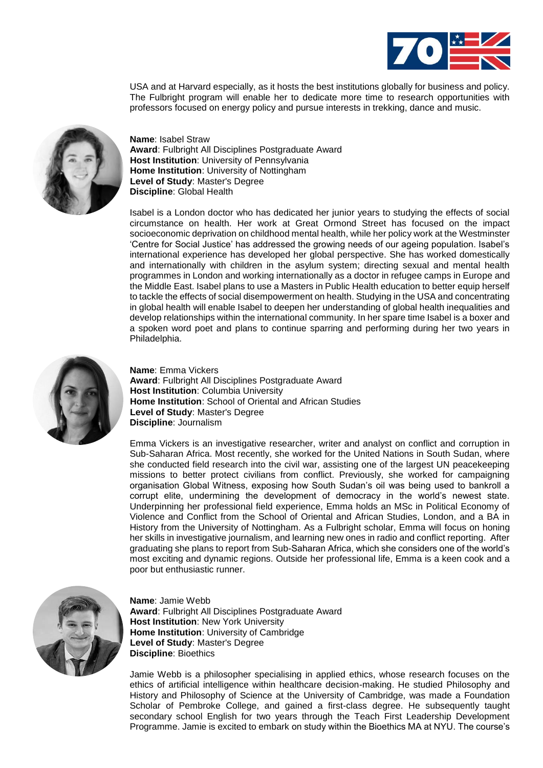USA and at Harvard especially, as it hosts the best institutions globally for business and policy. The Fulbright program will enable her to dedicate more time to research opportunities with professors focused on energy policy and pursue interests in trekking, dance and music.

**Name**: Isabel Straw
**Award**: Fulbright All Disciplines Postgraduate Award
**Host Institution**: University of Pennsylvania
**Home Institution**: University of Nottingham
**Level of Study**: Master's Degree
**Discipline**: Global Health

Isabel is a London doctor who has dedicated her junior years to studying the effects of social circumstance on health. Her work at Great Ormond Street has focused on the impact socioeconomic deprivation on childhood mental health, while her policy work at the Westminster 'Centre for Social Justice' has addressed the growing needs of our ageing population. Isabel's international experience has developed her global perspective. She has worked domestically and internationally with children in the asylum system; directing sexual and mental health programmes in London and working internationally as a doctor in refugee camps in Europe and the Middle East. Isabel plans to use a Masters in Public Health education to better equip herself to tackle the effects of social disempowerment on health. Studying in the USA and concentrating in global health will enable Isabel to deepen her understanding of global health inequalities and develop relationships within the international community. In her spare time Isabel is a boxer and a spoken word poet and plans to continue sparring and performing during her two years in Philadelphia.

**Name**: Emma Vickers
**Award**: Fulbright All Disciplines Postgraduate Award
**Host Institution**: Columbia University
**Home Institution**: School of Oriental and African Studies
**Level of Study**: Master's Degree
**Discipline**: Journalism

Emma Vickers is an investigative researcher, writer and analyst on conflict and corruption in Sub-Saharan Africa. Most recently, she worked for the United Nations in South Sudan, where she conducted field research into the civil war, assisting one of the largest UN peacekeeping missions to better protect civilians from conflict. Previously, she worked for campaigning organisation Global Witness, exposing how South Sudan's oil was being used to bankroll a corrupt elite, undermining the development of democracy in the world's newest state. Underpinning her professional field experience, Emma holds an MSc in Political Economy of Violence and Conflict from the School of Oriental and African Studies, London, and a BA in History from the University of Nottingham. As a Fulbright scholar, Emma will focus on honing her skills in investigative journalism, and learning new ones in radio and conflict reporting. After graduating she plans to report from Sub-Saharan Africa, which she considers one of the world's most exciting and dynamic regions. Outside her professional life, Emma is a keen cook and a poor but enthusiastic runner.

**Name**: Jamie Webb
**Award**: Fulbright All Disciplines Postgraduate Award
**Host Institution**: New York University
**Home Institution**: University of Cambridge
**Level of Study**: Master's Degree
**Discipline**: Bioethics

Jamie Webb is a philosopher specialising in applied ethics, whose research focuses on the ethics of artificial intelligence within healthcare decision-making. He studied Philosophy and History and Philosophy of Science at the University of Cambridge, was made a Foundation Scholar of Pembroke College, and gained a first-class degree. He subsequently taught secondary school English for two years through the Teach First Leadership Development Programme. Jamie is excited to embark on study within the Bioethics MA at NYU. The course's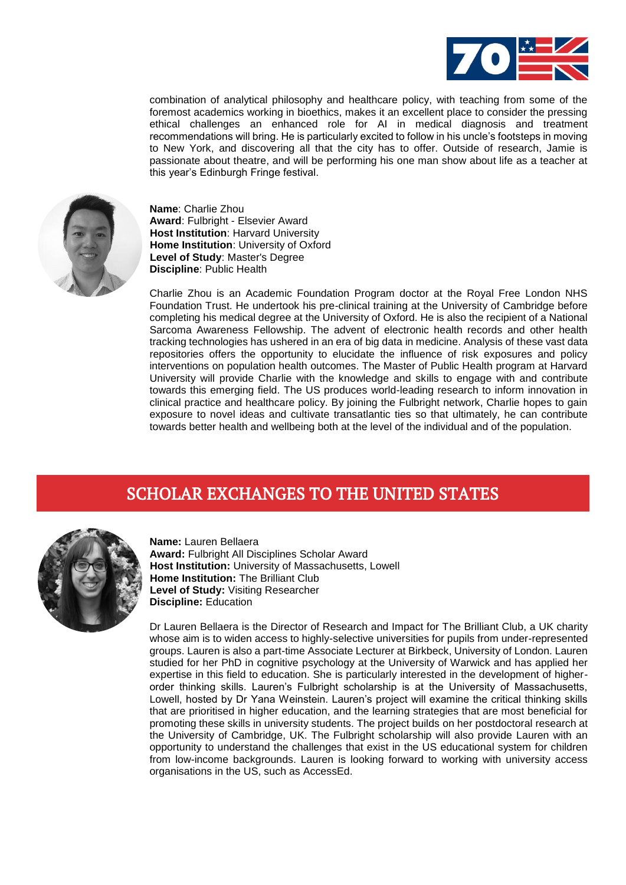combination of analytical philosophy and healthcare policy, with teaching from some of the foremost academics working in bioethics, makes it an excellent place to consider the pressing ethical challenges an enhanced role for AI in medical diagnosis and treatment recommendations will bring. He is particularly excited to follow in his uncle's footsteps in moving to New York, and discovering all that the city has to offer. Outside of research, Jamie is passionate about theatre, and will be performing his one man show about life as a teacher at this year's Edinburgh Fringe festival.

**Name**: Charlie Zhou
**Award**: Fulbright - Elsevier Award
**Host Institution**: Harvard University
**Home Institution**: University of Oxford
**Level of Study**: Master's Degree
**Discipline**: Public Health

Charlie Zhou is an Academic Foundation Program doctor at the Royal Free London NHS Foundation Trust. He undertook his pre-clinical training at the University of Cambridge before completing his medical degree at the University of Oxford. He is also the recipient of a National Sarcoma Awareness Fellowship. The advent of electronic health records and other health tracking technologies has ushered in an era of big data in medicine. Analysis of these vast data repositories offers the opportunity to elucidate the influence of risk exposures and policy interventions on population health outcomes. The Master of Public Health program at Harvard University will provide Charlie with the knowledge and skills to engage with and contribute towards this emerging field. The US produces world-leading research to inform innovation in clinical practice and healthcare policy. By joining the Fulbright network, Charlie hopes to gain exposure to novel ideas and cultivate transatlantic ties so that ultimately, he can contribute towards better health and wellbeing both at the level of the individual and of the population.

## SCHOLAR EXCHANGES TO THE UNITED STATES

**Name:** Lauren Bellaera
**Award:** Fulbright All Disciplines Scholar Award
**Host Institution:** University of Massachusetts, Lowell
**Home Institution:** The Brilliant Club
**Level of Study:** Visiting Researcher
**Discipline:** Education

Dr Lauren Bellaera is the Director of Research and Impact for The Brilliant Club, a UK charity whose aim is to widen access to highly-selective universities for pupils from under-represented groups. Lauren is also a part-time Associate Lecturer at Birkbeck, University of London. Lauren studied for her PhD in cognitive psychology at the University of Warwick and has applied her expertise in this field to education. She is particularly interested in the development of higher-order thinking skills. Lauren's Fulbright scholarship is at the University of Massachusetts, Lowell, hosted by Dr Yana Weinstein. Lauren's project will examine the critical thinking skills that are prioritised in higher education, and the learning strategies that are most beneficial for promoting these skills in university students. The project builds on her postdoctoral research at the University of Cambridge, UK. The Fulbright scholarship will also provide Lauren with an opportunity to understand the challenges that exist in the US educational system for children from low-income backgrounds. Lauren is looking forward to working with university access organisations in the US, such as AccessEd.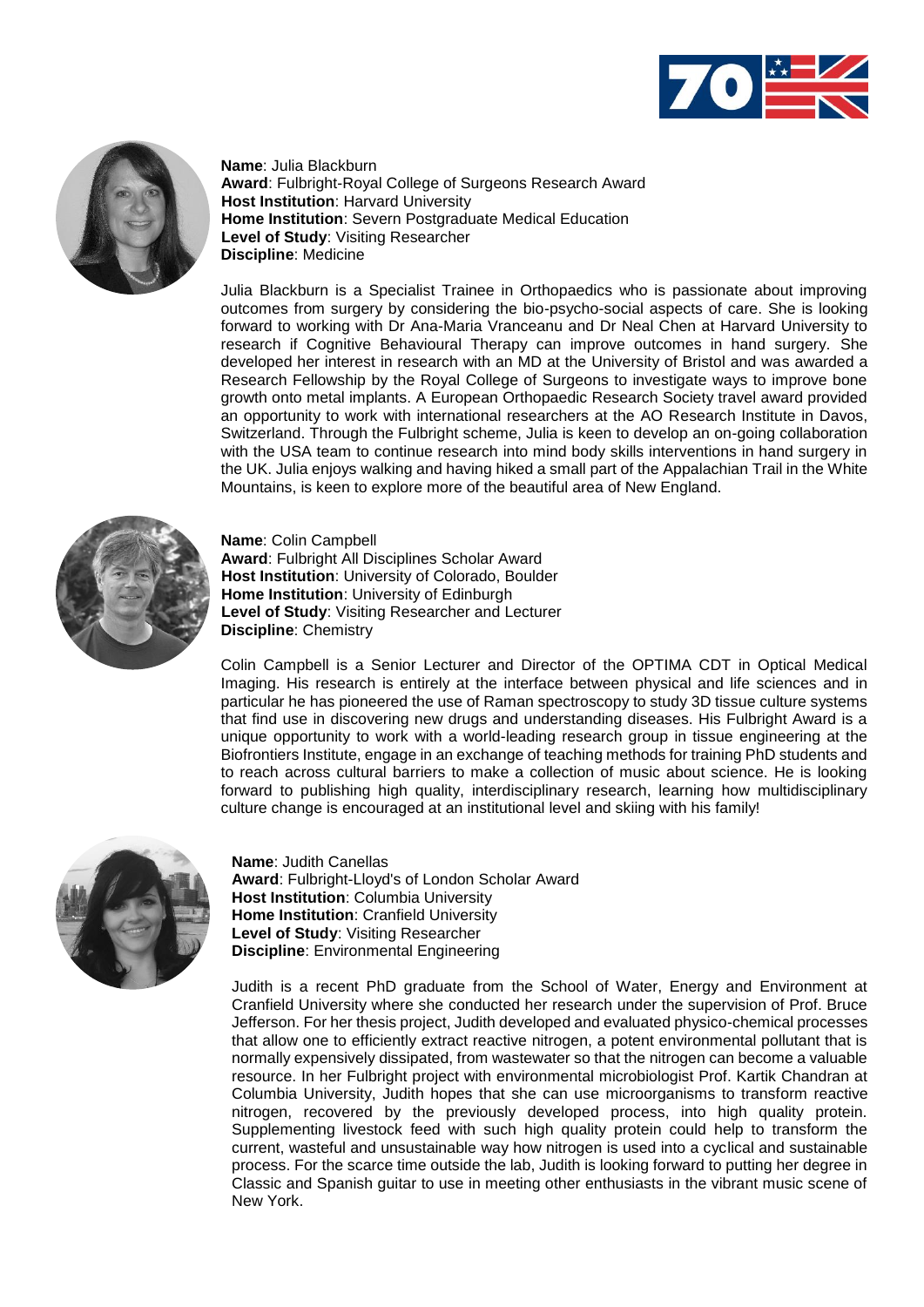**Name**: Julia Blackburn
**Award**: Fulbright-Royal College of Surgeons Research Award
**Host Institution**: Harvard University
**Home Institution**: Severn Postgraduate Medical Education
**Level of Study**: Visiting Researcher
**Discipline**: Medicine

Julia Blackburn is a Specialist Trainee in Orthopaedics who is passionate about improving outcomes from surgery by considering the bio-psycho-social aspects of care. She is looking forward to working with Dr Ana-Maria Vranceanu and Dr Neal Chen at Harvard University to research if Cognitive Behavioural Therapy can improve outcomes in hand surgery. She developed her interest in research with an MD at the University of Bristol and was awarded a Research Fellowship by the Royal College of Surgeons to investigate ways to improve bone growth onto metal implants. A European Orthopaedic Research Society travel award provided an opportunity to work with international researchers at the AO Research Institute in Davos, Switzerland. Through the Fulbright scheme, Julia is keen to develop an on-going collaboration with the USA team to continue research into mind body skills interventions in hand surgery in the UK. Julia enjoys walking and having hiked a small part of the Appalachian Trail in the White Mountains, is keen to explore more of the beautiful area of New England.

**Name**: Colin Campbell
**Award**: Fulbright All Disciplines Scholar Award
**Host Institution**: University of Colorado, Boulder
**Home Institution**: University of Edinburgh
**Level of Study**: Visiting Researcher and Lecturer
**Discipline**: Chemistry

Colin Campbell is a Senior Lecturer and Director of the OPTIMA CDT in Optical Medical Imaging. His research is entirely at the interface between physical and life sciences and in particular he has pioneered the use of Raman spectroscopy to study 3D tissue culture systems that find use in discovering new drugs and understanding diseases. His Fulbright Award is a unique opportunity to work with a world-leading research group in tissue engineering at the Biofrontiers Institute, engage in an exchange of teaching methods for training PhD students and to reach across cultural barriers to make a collection of music about science. He is looking forward to publishing high quality, interdisciplinary research, learning how multidisciplinary culture change is encouraged at an institutional level and skiing with his family!

**Name**: Judith Canellas
**Award**: Fulbright-Lloyd's of London Scholar Award
**Host Institution**: Columbia University
**Home Institution**: Cranfield University
**Level of Study**: Visiting Researcher
**Discipline**: Environmental Engineering

Judith is a recent PhD graduate from the School of Water, Energy and Environment at Cranfield University where she conducted her research under the supervision of Prof. Bruce Jefferson. For her thesis project, Judith developed and evaluated physico-chemical processes that allow one to efficiently extract reactive nitrogen, a potent environmental pollutant that is normally expensively dissipated, from wastewater so that the nitrogen can become a valuable resource. In her Fulbright project with environmental microbiologist Prof. Kartik Chandran at Columbia University, Judith hopes that she can use microorganisms to transform reactive nitrogen, recovered by the previously developed process, into high quality protein. Supplementing livestock feed with such high quality protein could help to transform the current, wasteful and unsustainable way how nitrogen is used into a cyclical and sustainable process. For the scarce time outside the lab, Judith is looking forward to putting her degree in Classic and Spanish guitar to use in meeting other enthusiasts in the vibrant music scene of New York.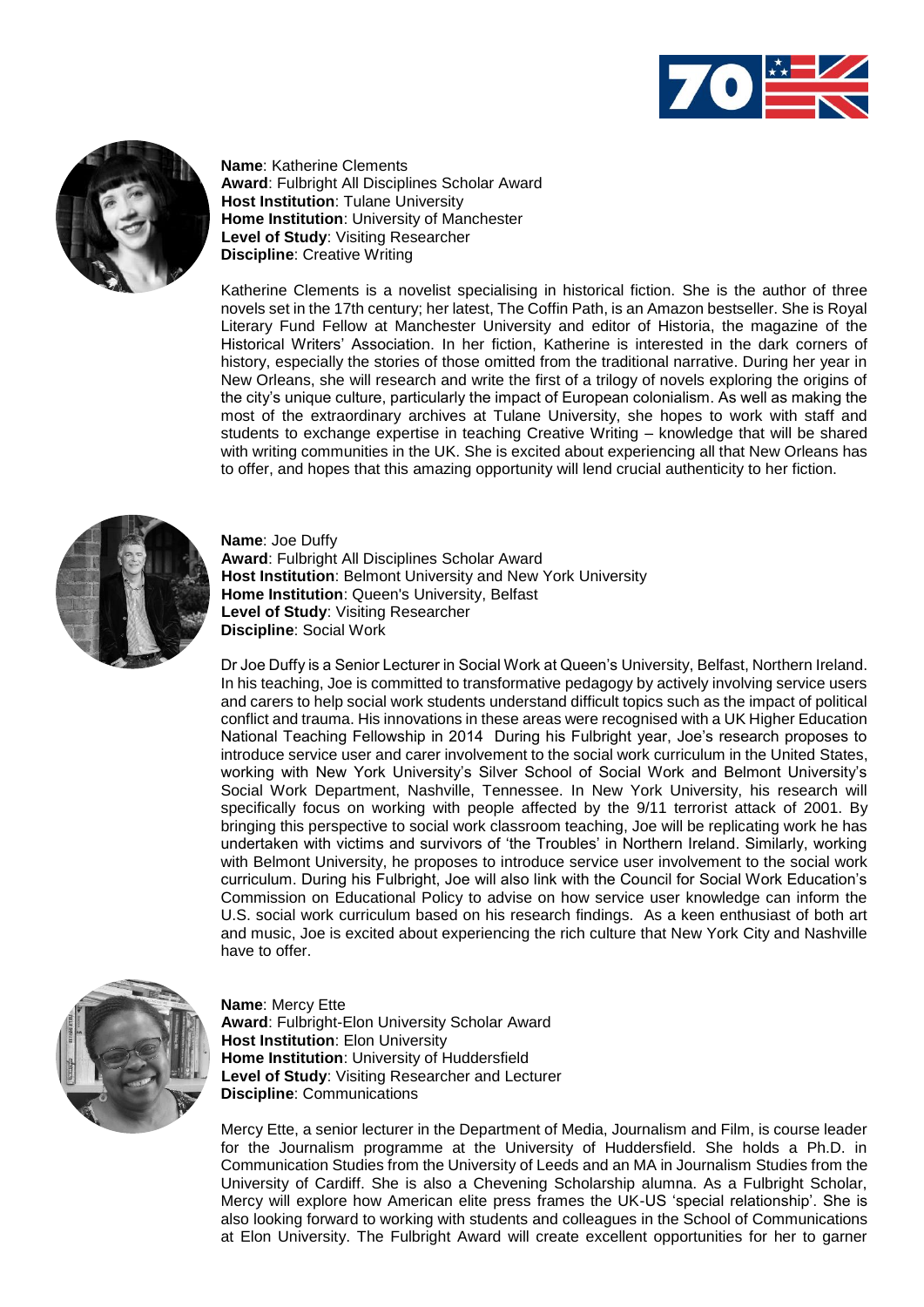**Name**: Katherine Clements
**Award**: Fulbright All Disciplines Scholar Award
**Host Institution**: Tulane University
**Home Institution**: University of Manchester
**Level of Study**: Visiting Researcher
**Discipline**: Creative Writing

Katherine Clements is a novelist specialising in historical fiction. She is the author of three novels set in the 17th century; her latest, The Coffin Path, is an Amazon bestseller. She is Royal Literary Fund Fellow at Manchester University and editor of Historia, the magazine of the Historical Writers' Association. In her fiction, Katherine is interested in the dark corners of history, especially the stories of those omitted from the traditional narrative. During her year in New Orleans, she will research and write the first of a trilogy of novels exploring the origins of the city's unique culture, particularly the impact of European colonialism. As well as making the most of the extraordinary archives at Tulane University, she hopes to work with staff and students to exchange expertise in teaching Creative Writing – knowledge that will be shared with writing communities in the UK. She is excited about experiencing all that New Orleans has to offer, and hopes that this amazing opportunity will lend crucial authenticity to her fiction.

**Name**: Joe Duffy
**Award**: Fulbright All Disciplines Scholar Award
**Host Institution**: Belmont University and New York University
**Home Institution**: Queen's University, Belfast
**Level of Study**: Visiting Researcher
**Discipline**: Social Work

Dr Joe Duffy is a Senior Lecturer in Social Work at Queen's University, Belfast, Northern Ireland. In his teaching, Joe is committed to transformative pedagogy by actively involving service users and carers to help social work students understand difficult topics such as the impact of political conflict and trauma. His innovations in these areas were recognised with a UK Higher Education National Teaching Fellowship in 2014 During his Fulbright year, Joe's research proposes to introduce service user and carer involvement to the social work curriculum in the United States, working with New York University's Silver School of Social Work and Belmont University's Social Work Department, Nashville, Tennessee. In New York University, his research will specifically focus on working with people affected by the 9/11 terrorist attack of 2001. By bringing this perspective to social work classroom teaching, Joe will be replicating work he has undertaken with victims and survivors of 'the Troubles' in Northern Ireland. Similarly, working with Belmont University, he proposes to introduce service user involvement to the social work curriculum. During his Fulbright, Joe will also link with the Council for Social Work Education's Commission on Educational Policy to advise on how service user knowledge can inform the U.S. social work curriculum based on his research findings. As a keen enthusiast of both art and music, Joe is excited about experiencing the rich culture that New York City and Nashville have to offer.

**Name**: Mercy Ette
**Award**: Fulbright-Elon University Scholar Award
**Host Institution**: Elon University
**Home Institution**: University of Huddersfield
**Level of Study**: Visiting Researcher and Lecturer
**Discipline**: Communications

Mercy Ette, a senior lecturer in the Department of Media, Journalism and Film, is course leader for the Journalism programme at the University of Huddersfield. She holds a Ph.D. in Communication Studies from the University of Leeds and an MA in Journalism Studies from the University of Cardiff. She is also a Chevening Scholarship alumna. As a Fulbright Scholar, Mercy will explore how American elite press frames the UK-US 'special relationship'. She is also looking forward to working with students and colleagues in the School of Communications at Elon University. The Fulbright Award will create excellent opportunities for her to garner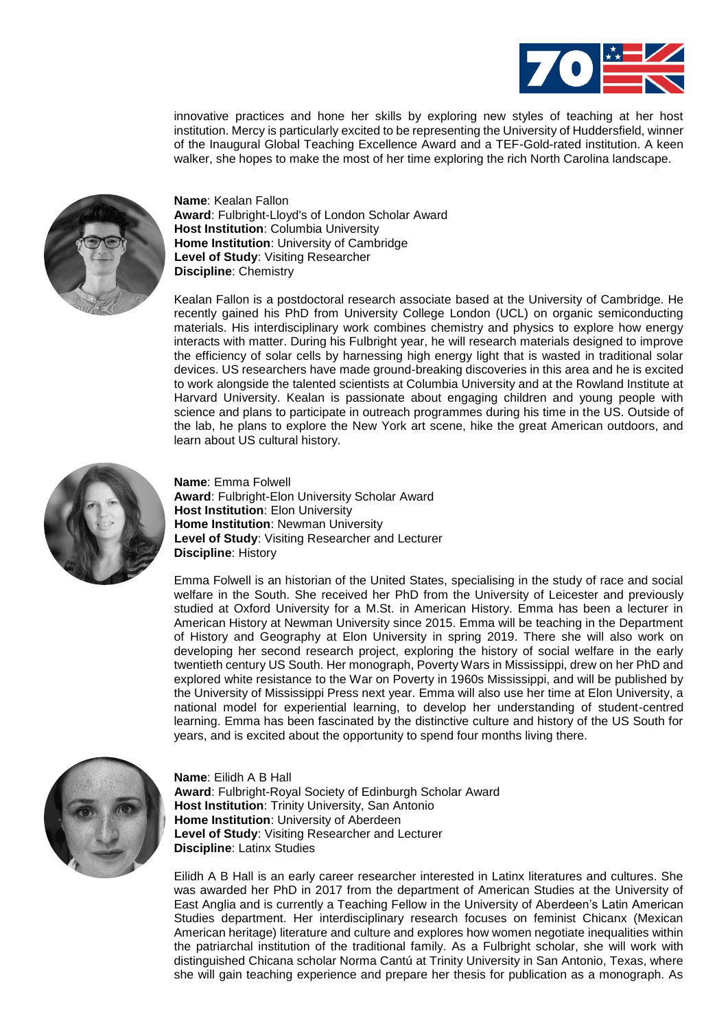innovative practices and hone her skills by exploring new styles of teaching at her host institution. Mercy is particularly excited to be representing the University of Huddersfield, winner of the Inaugural Global Teaching Excellence Award and a TEF-Gold-rated institution. A keen walker, she hopes to make the most of her time exploring the rich North Carolina landscape.

**Name**: Kealan Fallon
**Award**: Fulbright-Lloyd's of London Scholar Award
**Host Institution**: Columbia University
**Home Institution**: University of Cambridge
**Level of Study**: Visiting Researcher
**Discipline**: Chemistry

Kealan Fallon is a postdoctoral research associate based at the University of Cambridge. He recently gained his PhD from University College London (UCL) on organic semiconducting materials. His interdisciplinary work combines chemistry and physics to explore how energy interacts with matter. During his Fulbright year, he will research materials designed to improve the efficiency of solar cells by harnessing high energy light that is wasted in traditional solar devices. US researchers have made ground-breaking discoveries in this area and he is excited to work alongside the talented scientists at Columbia University and at the Rowland Institute at Harvard University. Kealan is passionate about engaging children and young people with science and plans to participate in outreach programmes during his time in the US. Outside of the lab, he plans to explore the New York art scene, hike the great American outdoors, and learn about US cultural history.

**Name**: Emma Folwell
**Award**: Fulbright-Elon University Scholar Award
**Host Institution**: Elon University
**Home Institution**: Newman University
**Level of Study**: Visiting Researcher and Lecturer
**Discipline**: History

Emma Folwell is an historian of the United States, specialising in the study of race and social welfare in the South. She received her PhD from the University of Leicester and previously studied at Oxford University for a M.St. in American History. Emma has been a lecturer in American History at Newman University since 2015. Emma will be teaching in the Department of History and Geography at Elon University in spring 2019. There she will also work on developing her second research project, exploring the history of social welfare in the early twentieth century US South. Her monograph, Poverty Wars in Mississippi, drew on her PhD and explored white resistance to the War on Poverty in 1960s Mississippi, and will be published by the University of Mississippi Press next year. Emma will also use her time at Elon University, a national model for experiential learning, to develop her understanding of student-centred learning. Emma has been fascinated by the distinctive culture and history of the US South for years, and is excited about the opportunity to spend four months living there.

**Name**: Eilidh A B Hall
**Award**: Fulbright-Royal Society of Edinburgh Scholar Award
**Host Institution**: Trinity University, San Antonio
**Home Institution**: University of Aberdeen
**Level of Study**: Visiting Researcher and Lecturer
**Discipline**: Latinx Studies

Eilidh A B Hall is an early career researcher interested in Latinx literatures and cultures. She was awarded her PhD in 2017 from the department of American Studies at the University of East Anglia and is currently a Teaching Fellow in the University of Aberdeen's Latin American Studies department. Her interdisciplinary research focuses on feminist Chicanx (Mexican American heritage) literature and culture and explores how women negotiate inequalities within the patriarchal institution of the traditional family. As a Fulbright scholar, she will work with distinguished Chicana scholar Norma Cantú at Trinity University in San Antonio, Texas, where she will gain teaching experience and prepare her thesis for publication as a monograph. As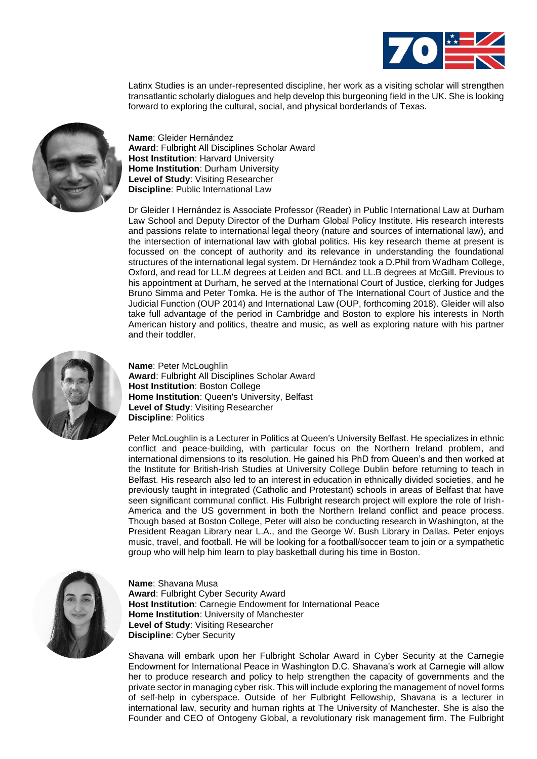Latinx Studies is an under-represented discipline, her work as a visiting scholar will strengthen transatlantic scholarly dialogues and help develop this burgeoning field in the UK. She is looking forward to exploring the cultural, social, and physical borderlands of Texas.

**Name**: Gleider Hernández
**Award**: Fulbright All Disciplines Scholar Award
**Host Institution**: Harvard University
**Home Institution**: Durham University
**Level of Study**: Visiting Researcher
**Discipline**: Public International Law

Dr Gleider I Hernández is Associate Professor (Reader) in Public International Law at Durham Law School and Deputy Director of the Durham Global Policy Institute. His research interests and passions relate to international legal theory (nature and sources of international law), and the intersection of international law with global politics. His key research theme at present is focussed on the concept of authority and its relevance in understanding the foundational structures of the international legal system. Dr Hernández took a D.Phil from Wadham College, Oxford, and read for LL.M degrees at Leiden and BCL and LL.B degrees at McGill. Previous to his appointment at Durham, he served at the International Court of Justice, clerking for Judges Bruno Simma and Peter Tomka. He is the author of The International Court of Justice and the Judicial Function (OUP 2014) and International Law (OUP, forthcoming 2018). Gleider will also take full advantage of the period in Cambridge and Boston to explore his interests in North American history and politics, theatre and music, as well as exploring nature with his partner and their toddler.

**Name**: Peter McLoughlin
**Award**: Fulbright All Disciplines Scholar Award
**Host Institution**: Boston College
**Home Institution**: Queen's University, Belfast
**Level of Study**: Visiting Researcher
**Discipline**: Politics

Peter McLoughlin is a Lecturer in Politics at Queen's University Belfast. He specializes in ethnic conflict and peace-building, with particular focus on the Northern Ireland problem, and international dimensions to its resolution. He gained his PhD from Queen's and then worked at the Institute for British-Irish Studies at University College Dublin before returning to teach in Belfast. His research also led to an interest in education in ethnically divided societies, and he previously taught in integrated (Catholic and Protestant) schools in areas of Belfast that have seen significant communal conflict. His Fulbright research project will explore the role of Irish-America and the US government in both the Northern Ireland conflict and peace process. Though based at Boston College, Peter will also be conducting research in Washington, at the President Reagan Library near L.A., and the George W. Bush Library in Dallas. Peter enjoys music, travel, and football. He will be looking for a football/soccer team to join or a sympathetic group who will help him learn to play basketball during his time in Boston.

**Name**: Shavana Musa
**Award**: Fulbright Cyber Security Award
**Host Institution**: Carnegie Endowment for International Peace
**Home Institution**: University of Manchester
**Level of Study**: Visiting Researcher
**Discipline**: Cyber Security

Shavana will embark upon her Fulbright Scholar Award in Cyber Security at the Carnegie Endowment for International Peace in Washington D.C. Shavana's work at Carnegie will allow her to produce research and policy to help strengthen the capacity of governments and the private sector in managing cyber risk. This will include exploring the management of novel forms of self-help in cyberspace. Outside of her Fulbright Fellowship, Shavana is a lecturer in international law, security and human rights at The University of Manchester. She is also the Founder and CEO of Ontogeny Global, a revolutionary risk management firm. The Fulbright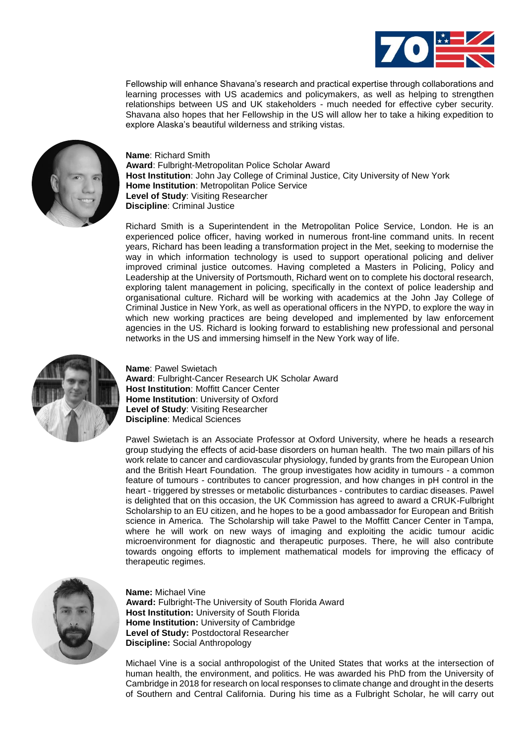Fellowship will enhance Shavana's research and practical expertise through collaborations and learning processes with US academics and policymakers, as well as helping to strengthen relationships between US and UK stakeholders - much needed for effective cyber security. Shavana also hopes that her Fellowship in the US will allow her to take a hiking expedition to explore Alaska's beautiful wilderness and striking vistas.

**Name**: Richard Smith
**Award**: Fulbright-Metropolitan Police Scholar Award
**Host Institution**: John Jay College of Criminal Justice, City University of New York
**Home Institution**: Metropolitan Police Service
**Level of Study**: Visiting Researcher
**Discipline**: Criminal Justice

Richard Smith is a Superintendent in the Metropolitan Police Service, London. He is an experienced police officer, having worked in numerous front-line command units. In recent years, Richard has been leading a transformation project in the Met, seeking to modernise the way in which information technology is used to support operational policing and deliver improved criminal justice outcomes. Having completed a Masters in Policing, Policy and Leadership at the University of Portsmouth, Richard went on to complete his doctoral research, exploring talent management in policing, specifically in the context of police leadership and organisational culture. Richard will be working with academics at the John Jay College of Criminal Justice in New York, as well as operational officers in the NYPD, to explore the way in which new working practices are being developed and implemented by law enforcement agencies in the US. Richard is looking forward to establishing new professional and personal networks in the US and immersing himself in the New York way of life.

**Name**: Pawel Swietach
**Award**: Fulbright-Cancer Research UK Scholar Award
**Host Institution**: Moffitt Cancer Center
**Home Institution**: University of Oxford
**Level of Study**: Visiting Researcher
**Discipline**: Medical Sciences

Pawel Swietach is an Associate Professor at Oxford University, where he heads a research group studying the effects of acid-base disorders on human health. The two main pillars of his work relate to cancer and cardiovascular physiology, funded by grants from the European Union and the British Heart Foundation. The group investigates how acidity in tumours - a common feature of tumours - contributes to cancer progression, and how changes in pH control in the heart - triggered by stresses or metabolic disturbances - contributes to cardiac diseases. Pawel is delighted that on this occasion, the UK Commission has agreed to award a CRUK-Fulbright Scholarship to an EU citizen, and he hopes to be a good ambassador for European and British science in America. The Scholarship will take Pawel to the Moffitt Cancer Center in Tampa, where he will work on new ways of imaging and exploiting the acidic tumour acidic microenvironment for diagnostic and therapeutic purposes. There, he will also contribute towards ongoing efforts to implement mathematical models for improving the efficacy of therapeutic regimes.

**Name:** Michael Vine
**Award:** Fulbright-The University of South Florida Award
**Host Institution:** University of South Florida
**Home Institution:** University of Cambridge
**Level of Study:** Postdoctoral Researcher
**Discipline:** Social Anthropology

Michael Vine is a social anthropologist of the United States that works at the intersection of human health, the environment, and politics. He was awarded his PhD from the University of Cambridge in 2018 for research on local responses to climate change and drought in the deserts of Southern and Central California. During his time as a Fulbright Scholar, he will carry out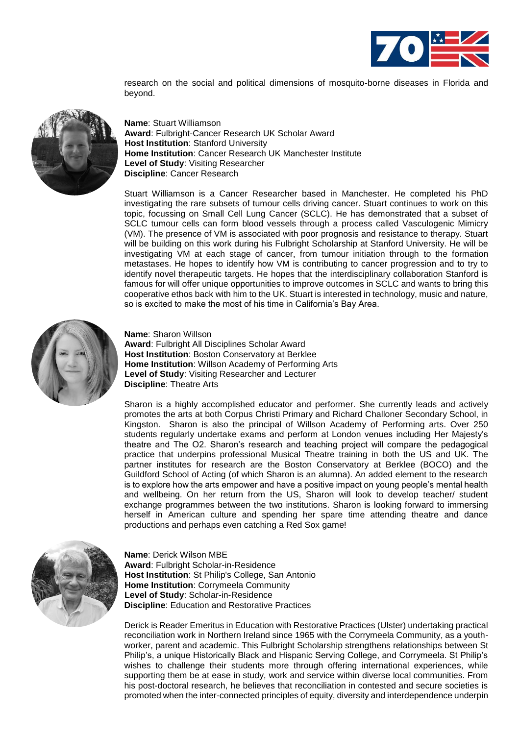research on the social and political dimensions of mosquito-borne diseases in Florida and beyond.

**Name**: Stuart Williamson
**Award**: Fulbright-Cancer Research UK Scholar Award
**Host Institution**: Stanford University
**Home Institution**: Cancer Research UK Manchester Institute
**Level of Study**: Visiting Researcher
**Discipline**: Cancer Research

Stuart Williamson is a Cancer Researcher based in Manchester. He completed his PhD investigating the rare subsets of tumour cells driving cancer. Stuart continues to work on this topic, focussing on Small Cell Lung Cancer (SCLC). He has demonstrated that a subset of SCLC tumour cells can form blood vessels through a process called Vasculogenic Mimicry (VM). The presence of VM is associated with poor prognosis and resistance to therapy. Stuart will be building on this work during his Fulbright Scholarship at Stanford University. He will be investigating VM at each stage of cancer, from tumour initiation through to the formation metastases. He hopes to identify how VM is contributing to cancer progression and to try to identify novel therapeutic targets. He hopes that the interdisciplinary collaboration Stanford is famous for will offer unique opportunities to improve outcomes in SCLC and wants to bring this cooperative ethos back with him to the UK. Stuart is interested in technology, music and nature, so is excited to make the most of his time in California's Bay Area.

**Name**: Sharon Willson
**Award**: Fulbright All Disciplines Scholar Award
**Host Institution**: Boston Conservatory at Berklee
**Home Institution**: Willson Academy of Performing Arts
**Level of Study**: Visiting Researcher and Lecturer
**Discipline**: Theatre Arts

Sharon is a highly accomplished educator and performer. She currently leads and actively promotes the arts at both Corpus Christi Primary and Richard Challoner Secondary School, in Kingston. Sharon is also the principal of Willson Academy of Performing arts. Over 250 students regularly undertake exams and perform at London venues including Her Majesty's theatre and The O2. Sharon's research and teaching project will compare the pedagogical practice that underpins professional Musical Theatre training in both the US and UK. The partner institutes for research are the Boston Conservatory at Berklee (BOCO) and the Guildford School of Acting (of which Sharon is an alumna). An added element to the research is to explore how the arts empower and have a positive impact on young people's mental health and wellbeing. On her return from the US, Sharon will look to develop teacher/ student exchange programmes between the two institutions. Sharon is looking forward to immersing herself in American culture and spending her spare time attending theatre and dance productions and perhaps even catching a Red Sox game!

**Name**: Derick Wilson MBE
**Award**: Fulbright Scholar-in-Residence
**Host Institution**: St Philip's College, San Antonio
**Home Institution**: Corrymeela Community
**Level of Study**: Scholar-in-Residence
**Discipline**: Education and Restorative Practices

Derick is Reader Emeritus in Education with Restorative Practices (Ulster) undertaking practical reconciliation work in Northern Ireland since 1965 with the Corrymeela Community, as a youth-worker, parent and academic. This Fulbright Scholarship strengthens relationships between St Philip's, a unique Historically Black and Hispanic Serving College, and Corrymeela. St Philip's wishes to challenge their students more through offering international experiences, while supporting them be at ease in study, work and service within diverse local communities. From his post-doctoral research, he believes that reconciliation in contested and secure societies is promoted when the inter-connected principles of equity, diversity and interdependence underpin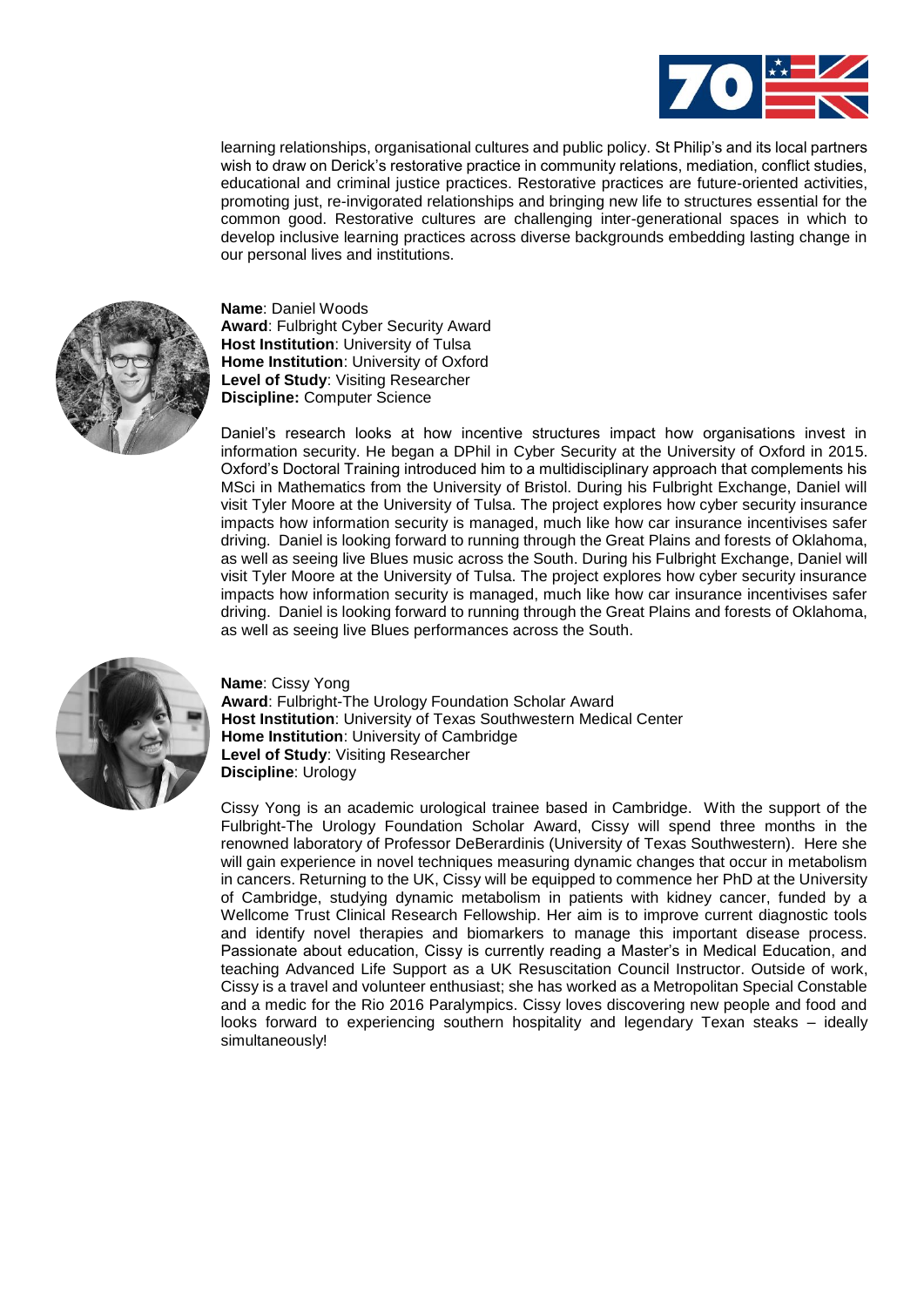learning relationships, organisational cultures and public policy. St Philip's and its local partners wish to draw on Derick's restorative practice in community relations, mediation, conflict studies, educational and criminal justice practices. Restorative practices are future-oriented activities, promoting just, re-invigorated relationships and bringing new life to structures essential for the common good. Restorative cultures are challenging inter-generational spaces in which to develop inclusive learning practices across diverse backgrounds embedding lasting change in our personal lives and institutions.

**Name**: Daniel Woods
**Award**: Fulbright Cyber Security Award
**Host Institution**: University of Tulsa
**Home Institution**: University of Oxford
**Level of Study**: Visiting Researcher
**Discipline:** Computer Science

Daniel's research looks at how incentive structures impact how organisations invest in information security. He began a DPhil in Cyber Security at the University of Oxford in 2015. Oxford's Doctoral Training introduced him to a multidisciplinary approach that complements his MSci in Mathematics from the University of Bristol. During his Fulbright Exchange, Daniel will visit Tyler Moore at the University of Tulsa. The project explores how cyber security insurance impacts how information security is managed, much like how car insurance incentivises safer driving. Daniel is looking forward to running through the Great Plains and forests of Oklahoma, as well as seeing live Blues music across the South. During his Fulbright Exchange, Daniel will visit Tyler Moore at the University of Tulsa. The project explores how cyber security insurance impacts how information security is managed, much like how car insurance incentivises safer driving. Daniel is looking forward to running through the Great Plains and forests of Oklahoma, as well as seeing live Blues performances across the South.

**Name**: Cissy Yong
**Award**: Fulbright-The Urology Foundation Scholar Award
**Host Institution**: University of Texas Southwestern Medical Center
**Home Institution**: University of Cambridge
**Level of Study**: Visiting Researcher
**Discipline**: Urology

Cissy Yong is an academic urological trainee based in Cambridge. With the support of the Fulbright-The Urology Foundation Scholar Award, Cissy will spend three months in the renowned laboratory of Professor DeBerardinis (University of Texas Southwestern). Here she will gain experience in novel techniques measuring dynamic changes that occur in metabolism in cancers. Returning to the UK, Cissy will be equipped to commence her PhD at the University of Cambridge, studying dynamic metabolism in patients with kidney cancer, funded by a Wellcome Trust Clinical Research Fellowship. Her aim is to improve current diagnostic tools and identify novel therapies and biomarkers to manage this important disease process. Passionate about education, Cissy is currently reading a Master's in Medical Education, and teaching Advanced Life Support as a UK Resuscitation Council Instructor. Outside of work, Cissy is a travel and volunteer enthusiast; she has worked as a Metropolitan Special Constable and a medic for the Rio 2016 Paralympics. Cissy loves discovering new people and food and looks forward to experiencing southern hospitality and legendary Texan steaks – ideally simultaneously!